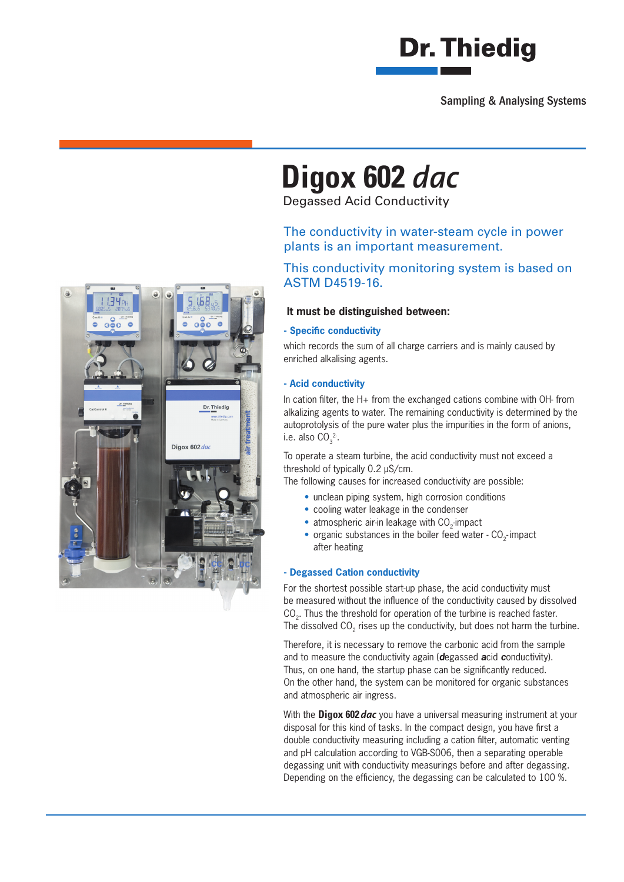Dr. Thiedig

Sampling & Analysing Systems

# Digox 602 *dac*

Degassed Acid Conductivity

The conductivity in water-steam cycle in power plants is an important measurement.

This conductivity monitoring system is based on ASTM D4519-16.

**It must be distinguished between:**

**- Specific conductivity**

which records the sum of all charge carriers and is mainly caused by enriched alkalising agents.

**- Acid conductivity**

In cation filter, the H+ from the exchanged cations combine with OH- from alkalizing agents to water. The remaining conductivity is determined by the autoprotolysis of the pure water plus the impurities in the form of anions, i.e. also $CO_3^{2-}$.

To operate a steam turbine, the acid conductivity must not exceed a threshold of typically 0.2 µS/cm.
The following causes for increased conductivity are possible:

- unclean piping system, high corrosion conditions
- cooling water leakage in the condenser
- atmospheric air-in leakage with $CO_2$-impact
- organic substances in the boiler feed water - $CO_2$-impact after heating

**- Degassed Cation conductivity**

For the shortest possible start-up phase, the acid conductivity must be measured without the influence of the conductivity caused by dissolved $CO_2$. Thus the threshold for operation of the turbine is reached faster. The dissolved $CO_2$ rises up the conductivity, but does not harm the turbine.

Therefore, it is necessary to remove the carbonic acid from the sample and to measure the conductivity again (***d***egassed ***a***cid ***c***onductivity). Thus, on one hand, the startup phase can be significantly reduced. On the other hand, the system can be monitored for organic substances and atmospheric air ingress.

With the **Digox 602** ***dac*** you have a universal measuring instrument at your disposal for this kind of tasks. In the compact design, you have first a double conductivity measuring including a cation filter, automatic venting and pH calculation according to VGB-S006, then a separating operable degassing unit with conductivity measurings before and after degassing. Depending on the efficiency, the degassing can be calculated to 100 %.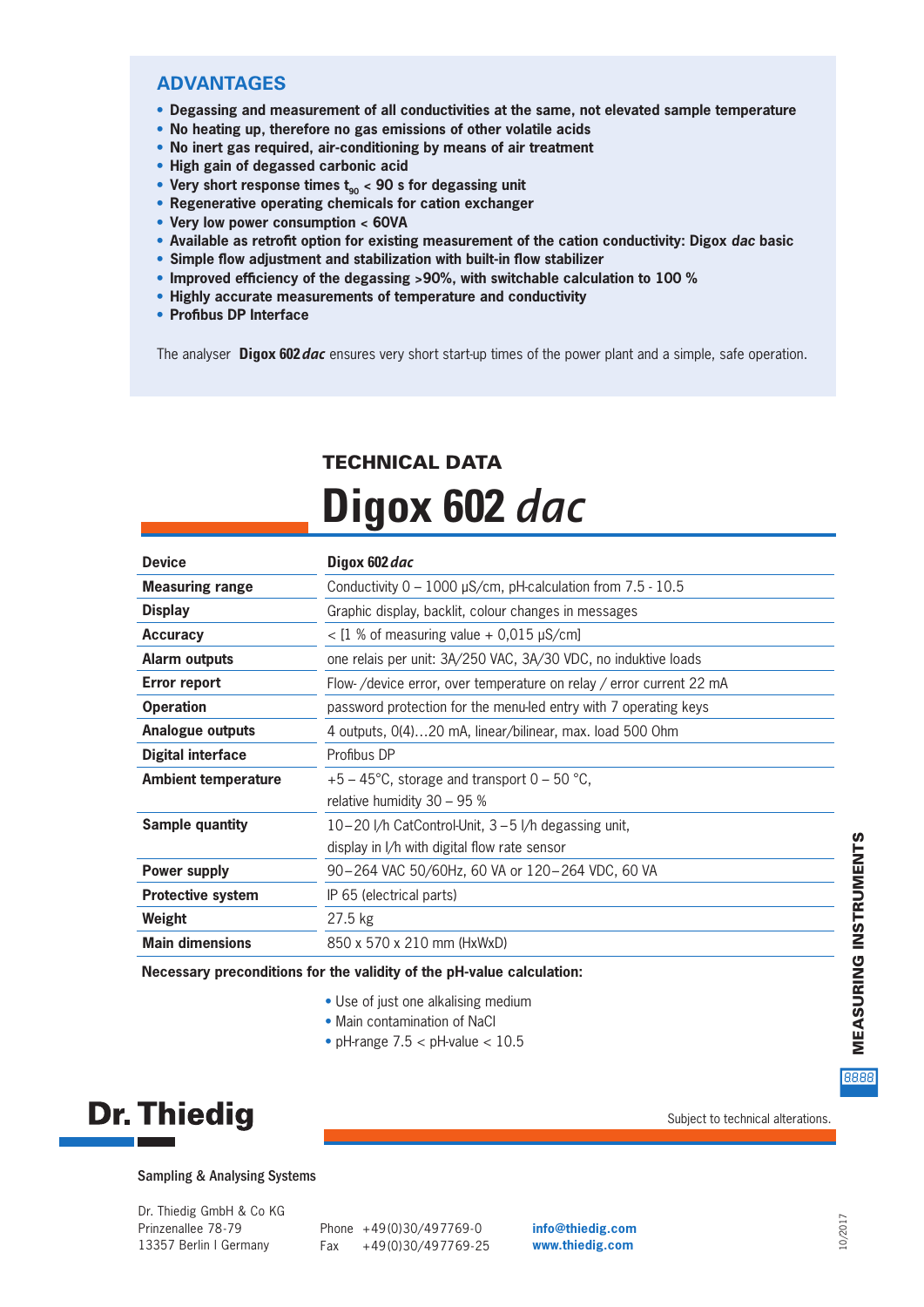## ADVANTAGES

- **Degassing and measurement of all conductivities at the same, not elevated sample temperature**
- **No heating up, therefore no gas emissions of other volatile acids**
- **No inert gas required, air-conditioning by means of air treatment**
- **High gain of degassed carbonic acid**
- **Very short response times $t_{90}$ < 90 s for degassing unit**
- **Regenerative operating chemicals for cation exchanger**
- **Very low power consumption < 60VA**
- **Available as retrofit option for existing measurement of the cation conductivity: Digox *dac* basic**
- **Simple flow adjustment and stabilization with built-in flow stabilizer**
- **Improved efficiency of the degassing >90%, with switchable calculation to 100 %**
- **Highly accurate measurements of temperature and conductivity**
- **Profibus DP Interface**

The analyser **Digox 602 *dac*** ensures very short start-up times of the power plant and a simple, safe operation.

## TECHNICAL DATA

# Digox 602 *dac*

| | |
|---|---|
| **Device** | **Digox 602 *dac*** |
| **Measuring range** | Conductivity 0 – 1000 µS/cm, pH-calculation from 7.5 - 10.5 |
| **Display** | Graphic display, backlit, colour changes in messages |
| **Accuracy** | < [1 % of measuring value + 0,015 µS/cm] |
| **Alarm outputs** | one relais per unit: 3A/250 VAC, 3A/30 VDC, no induktive loads |
| **Error report** | Flow- /device error, over temperature on relay / error current 22 mA |
| **Operation** | password protection for the menu-led entry with 7 operating keys |
| **Analogue outputs** | 4 outputs, 0(4)…20 mA, linear/bilinear, max. load 500 Ohm |
| **Digital interface** | Profibus DP |
| **Ambient temperature** | +5 – 45°C, storage and transport 0 – 50 °C, relative humidity 30 – 95 % |
| **Sample quantity** | 10 – 20 l/h CatControl-Unit, 3 – 5 l/h degassing unit, display in l/h with digital flow rate sensor |
| **Power supply** | 90 – 264 VAC 50/60Hz, 60 VA or 120 – 264 VDC, 60 VA |
| **Protective system** | IP 65 (electrical parts) |
| **Weight** | 27.5 kg |
| **Main dimensions** | 850 x 570 x 210 mm (HxWxD) |

**Necessary preconditions for the validity of the pH-value calculation:**

- Use of just one alkalising medium
- Main contamination of NaCl
- pH-range 7.5 < pH-value < 10.5

MEASURING INSTRUMENTS

**Dr. Thiedig**

Subject to technical alterations.

Sampling & Analysing Systems

Dr. Thiedig GmbH & Co KG
Prinzenallee 78-79
13357 Berlin I Germany

Phone +49(0)30/497769-0
Fax +49(0)30/497769-25

**info@thiedig.com**
**www.thiedig.com**

10/2017